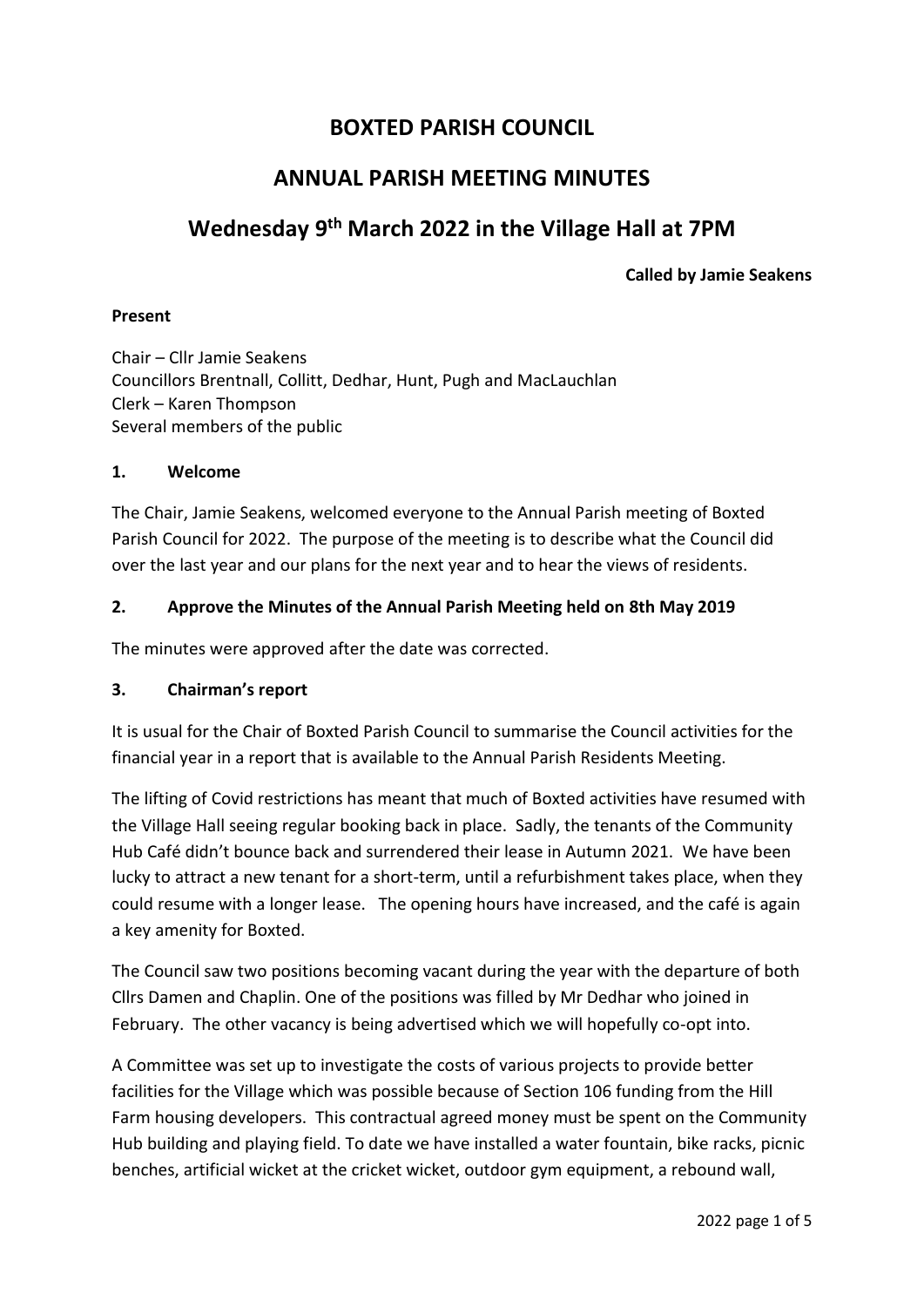# BOXTED PARISH COUNCIL

## ANNUAL PARISH MEETING MINUTES

## Wednesday 9th March 2022 in the Village Hall at 7PM

**Called by Jamie Seakens**

**Present**

Chair – Cllr Jamie Seakens
Councillors Brentnall, Collitt, Dedhar, Hunt, Pugh and MacLauchlan
Clerk – Karen Thompson
Several members of the public

### 1. Welcome

The Chair, Jamie Seakens, welcomed everyone to the Annual Parish meeting of Boxted Parish Council for 2022. The purpose of the meeting is to describe what the Council did over the last year and our plans for the next year and to hear the views of residents.

### 2. Approve the Minutes of the Annual Parish Meeting held on 8th May 2019

The minutes were approved after the date was corrected.

### 3. Chairman's report

It is usual for the Chair of Boxted Parish Council to summarise the Council activities for the financial year in a report that is available to the Annual Parish Residents Meeting.

The lifting of Covid restrictions has meant that much of Boxted activities have resumed with the Village Hall seeing regular booking back in place. Sadly, the tenants of the Community Hub Café didn't bounce back and surrendered their lease in Autumn 2021. We have been lucky to attract a new tenant for a short-term, until a refurbishment takes place, when they could resume with a longer lease. The opening hours have increased, and the café is again a key amenity for Boxted.

The Council saw two positions becoming vacant during the year with the departure of both Cllrs Damen and Chaplin. One of the positions was filled by Mr Dedhar who joined in February. The other vacancy is being advertised which we will hopefully co-opt into.

A Committee was set up to investigate the costs of various projects to provide better facilities for the Village which was possible because of Section 106 funding from the Hill Farm housing developers. This contractual agreed money must be spent on the Community Hub building and playing field. To date we have installed a water fountain, bike racks, picnic benches, artificial wicket at the cricket wicket, outdoor gym equipment, a rebound wall,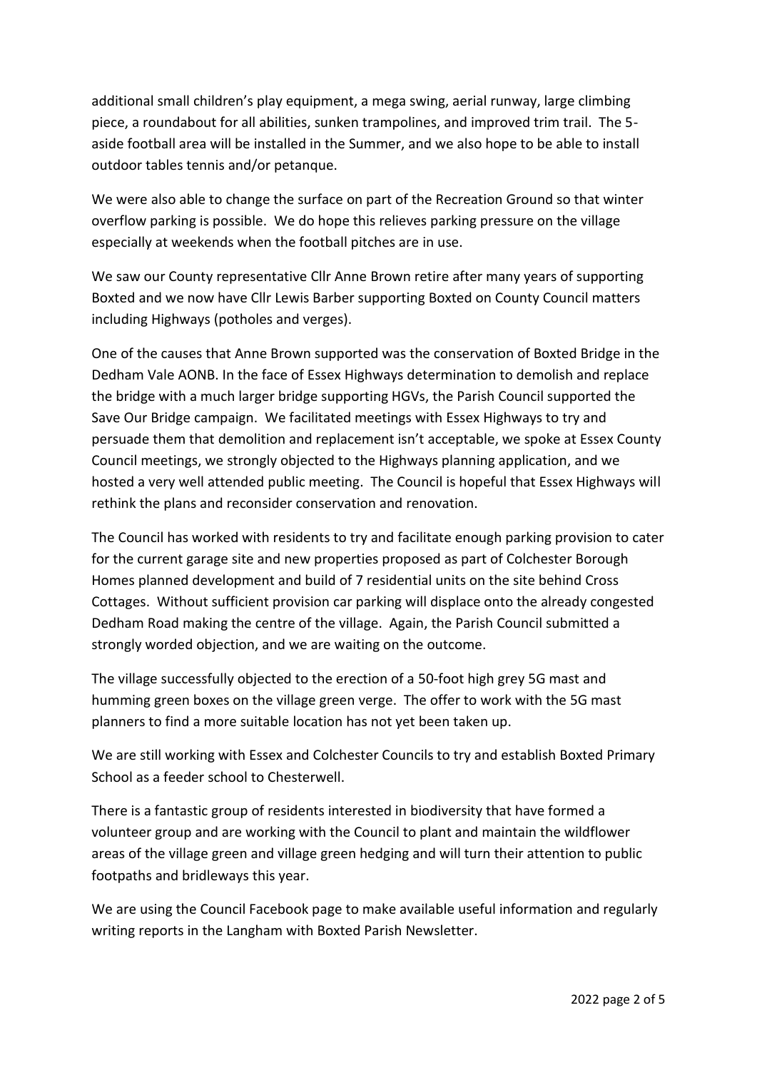additional small children's play equipment, a mega swing, aerial runway, large climbing piece, a roundabout for all abilities, sunken trampolines, and improved trim trail. The 5-aside football area will be installed in the Summer, and we also hope to be able to install outdoor tables tennis and/or petanque.

We were also able to change the surface on part of the Recreation Ground so that winter overflow parking is possible. We do hope this relieves parking pressure on the village especially at weekends when the football pitches are in use.

We saw our County representative Cllr Anne Brown retire after many years of supporting Boxted and we now have Cllr Lewis Barber supporting Boxted on County Council matters including Highways (potholes and verges).

One of the causes that Anne Brown supported was the conservation of Boxted Bridge in the Dedham Vale AONB. In the face of Essex Highways determination to demolish and replace the bridge with a much larger bridge supporting HGVs, the Parish Council supported the Save Our Bridge campaign. We facilitated meetings with Essex Highways to try and persuade them that demolition and replacement isn't acceptable, we spoke at Essex County Council meetings, we strongly objected to the Highways planning application, and we hosted a very well attended public meeting. The Council is hopeful that Essex Highways will rethink the plans and reconsider conservation and renovation.

The Council has worked with residents to try and facilitate enough parking provision to cater for the current garage site and new properties proposed as part of Colchester Borough Homes planned development and build of 7 residential units on the site behind Cross Cottages. Without sufficient provision car parking will displace onto the already congested Dedham Road making the centre of the village. Again, the Parish Council submitted a strongly worded objection, and we are waiting on the outcome.

The village successfully objected to the erection of a 50-foot high grey 5G mast and humming green boxes on the village green verge. The offer to work with the 5G mast planners to find a more suitable location has not yet been taken up.

We are still working with Essex and Colchester Councils to try and establish Boxted Primary School as a feeder school to Chesterwell.

There is a fantastic group of residents interested in biodiversity that have formed a volunteer group and are working with the Council to plant and maintain the wildflower areas of the village green and village green hedging and will turn their attention to public footpaths and bridleways this year.

We are using the Council Facebook page to make available useful information and regularly writing reports in the Langham with Boxted Parish Newsletter.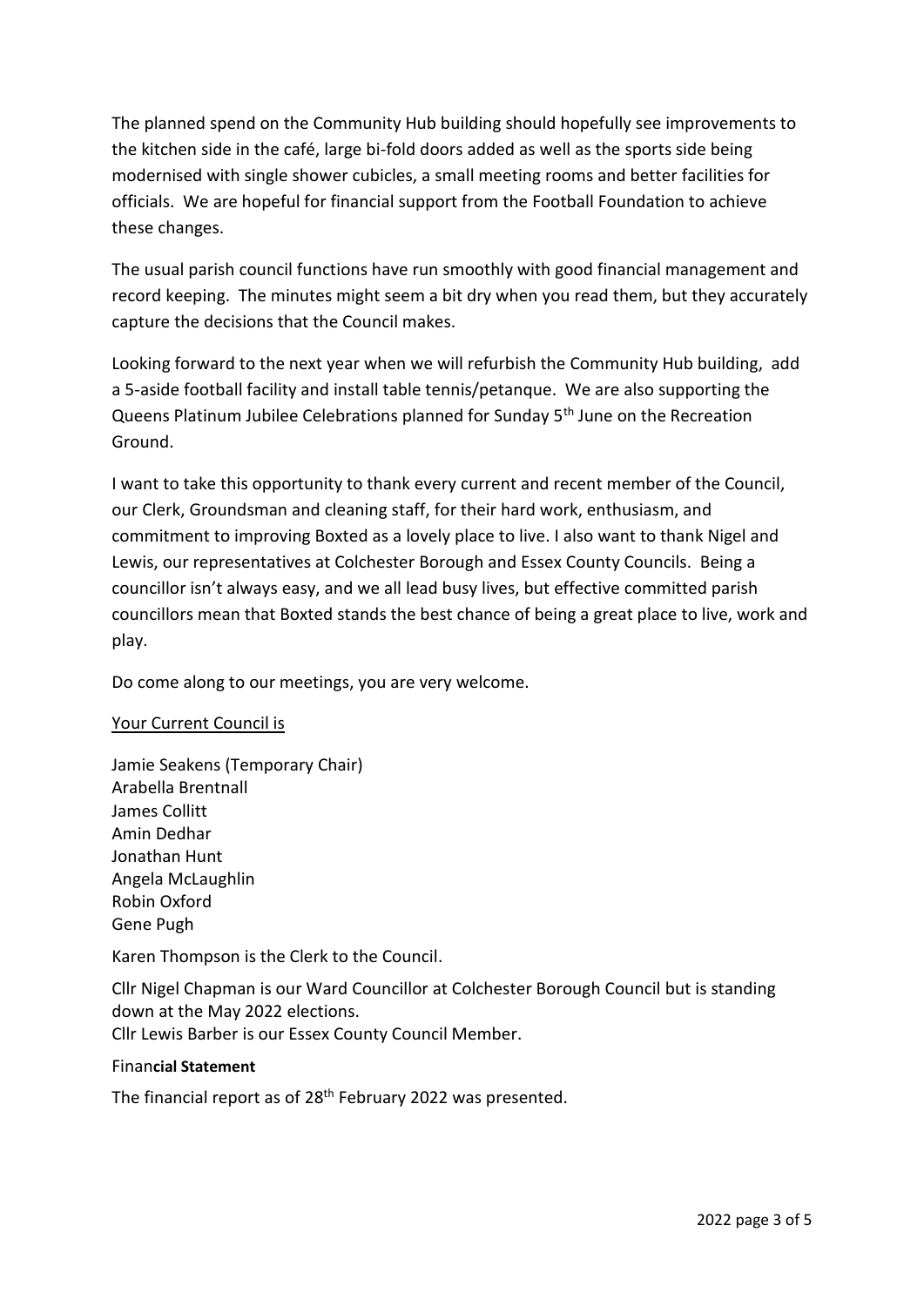The planned spend on the Community Hub building should hopefully see improvements to the kitchen side in the café, large bi-fold doors added as well as the sports side being modernised with single shower cubicles, a small meeting rooms and better facilities for officials. We are hopeful for financial support from the Football Foundation to achieve these changes.

The usual parish council functions have run smoothly with good financial management and record keeping. The minutes might seem a bit dry when you read them, but they accurately capture the decisions that the Council makes.

Looking forward to the next year when we will refurbish the Community Hub building, add a 5-aside football facility and install table tennis/petanque. We are also supporting the Queens Platinum Jubilee Celebrations planned for Sunday 5th June on the Recreation Ground.

I want to take this opportunity to thank every current and recent member of the Council, our Clerk, Groundsman and cleaning staff, for their hard work, enthusiasm, and commitment to improving Boxted as a lovely place to live. I also want to thank Nigel and Lewis, our representatives at Colchester Borough and Essex County Councils. Being a councillor isn't always easy, and we all lead busy lives, but effective committed parish councillors mean that Boxted stands the best chance of being a great place to live, work and play.

Do come along to our meetings, you are very welcome.

<u>Your Current Council is</u>

Jamie Seakens (Temporary Chair)
Arabella Brentnall
James Collitt
Amin Dedhar
Jonathan Hunt
Angela McLaughlin
Robin Oxford
Gene Pugh

Karen Thompson is the Clerk to the Council.

Cllr Nigel Chapman is our Ward Councillor at Colchester Borough Council but is standing down at the May 2022 elections.
Cllr Lewis Barber is our Essex County Council Member.

Finan**cial Statement**

The financial report as of 28th February 2022 was presented.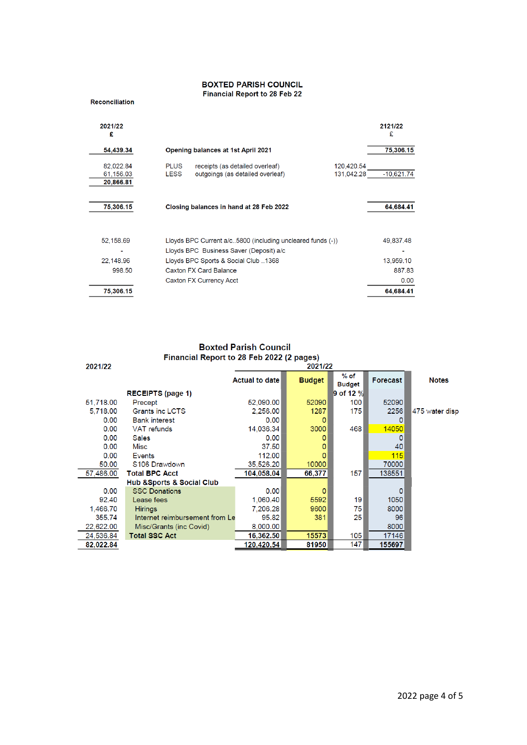# BOXTED PARISH COUNCIL

**Financial Report to 28 Feb 22**

**Reconciliation**

| 2021/22 £ | | | | 2121/22 £ |
|---|---|---|---|---|
| 54,439.34 | **Opening balances at 1st April 2021** | | | 75,306.15 |
| 82,022.84 | PLUS | receipts (as detailed overleaf) | 120,420.54 | |
| 61,156.03 | LESS | outgoings (as detailed overleaf) | 131,042.28 | -10,621.74 |
| 20,866.81 | | | | |
| 75,306.15 | **Closing balances in hand at 28 Feb 2022** | | | 64,684.41 |
| 52,158.69 | Lloyds BPC Current a/c..5800 (including uncleared funds (-)) | | | 49,837.48 |
| - | Lloyds BPC Business Saver (Deposit) a/c | | | - |
| 22,148.96 | Lloyds BPC Sports & Social Club ..1368 | | | 13,959.10 |
| 998.50 | Caxton FX Card Balance | | | 887.83 |
| | Caxton FX Currency Acct | | | 0.00 |
| 75,306.15 | | | | 64,684.41 |

## Boxted Parish Council

**Financial Report to 28 Feb 2022 (2 pages)**

| 2021/22 | | Actual to date | Budget | % of Budget 9 of 12 % | Forecast | Notes |
|---|---|---|---|---|---|---|
| | **RECEIPTS (page 1)** | | | | | |
| 51,718.00 | Precept | 52,090.00 | 52090 | 100 | 52090 | |
| 5,718.00 | Grants inc LCTS | 2,256.00 | 1287 | 175 | 2256 | 475 water disp |
| 0.00 | Bank interest | 0.00 | 0 | | 0 | |
| 0.00 | VAT refunds | 14,036.34 | 3000 | 468 | 14050 | |
| 0.00 | Sales | 0.00 | 0 | | 0 | |
| 0.00 | Misc | 37.50 | 0 | | 40 | |
| 0.00 | Events | 112.00 | 0 | | 115 | |
| 50.00 | S106 Drawdown | 35,526.20 | 10000 | | 70000 | |
| 57,486.00 | **Total BPC Acct** | 104,058.04 | 66,377 | 157 | 138551 | |
| | **Hub &Sports & Social Club** | | | | | |
| 0.00 | SSC Donations | 0.00 | 0 | | 0 | |
| 92.40 | Lease fees | 1,060.40 | 5592 | 19 | 1050 | |
| 1,466.70 | Hirings | 7,206.28 | 9600 | 75 | 8000 | |
| 355.74 | Internet reimbursement from Le | 95.82 | 381 | 25 | 96 | |
| 22,622.00 | Misc/Grants (inc Covid) | 8,000.00 | | | 8000 | |
| 24,536.84 | **Total SSC Act** | 16,362.50 | 15573 | 105 | 17146 | |
| 82,022.84 | | 120,420.54 | 81950 | 147 | 155697 | |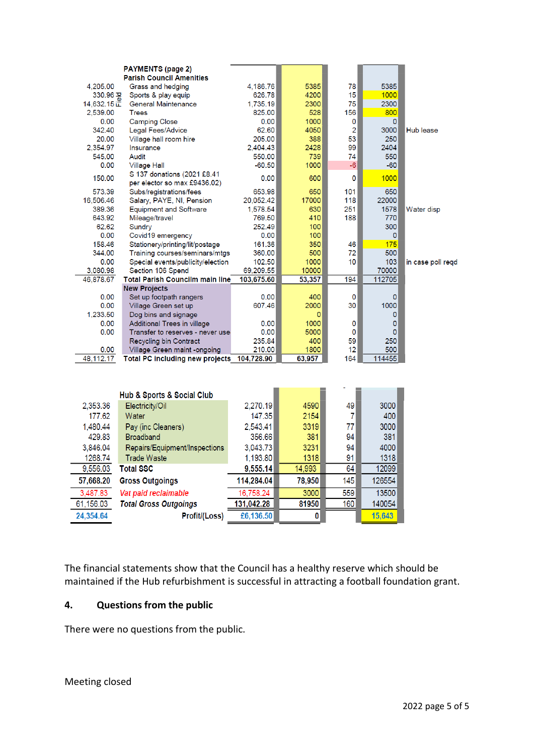| | PAYMENTS (page 2) | | | | | |
|---|---|---|---|---|---|---|
| | **Parish Council Amenities** | | | | | |
| 4,205.00 | Grass and hedging | 4,186.76 | 5385 | 78 | 5385 | |
| 330.96 | Sports & play equip | 626.78 | 4200 | 15 | 1000 | |
| 14,632.15 | General Maintenance | 1,735.19 | 2300 | 75 | 2300 | |
| 2,539.00 | Trees | 825.00 | 528 | 156 | 800 | |
| 0.00 | Camping Close | 0.00 | 1000 | 0 | 0 | |
| 342.40 | Legal Fees/Advice | 62.60 | 4050 | 2 | 3000 | Hub lease |
| 20.00 | Village hall room hire | 205.00 | 388 | 53 | 250 | |
| 2,354.97 | Insurance | 2,404.43 | 2428 | 99 | 2404 | |
| 545.00 | Audit | 550.00 | 739 | 74 | 550 | |
| 0.00 | Village Hall | -60.50 | 1000 | -6 | -60 | |
| 150.00 | S 137 donations (2021 £8.41 per elector so max £9436.02) | 0.00 | 600 | 0 | 1000 | |
| 573.39 | Subs/registrations/fees | 653.98 | 650 | 101 | 650 | |
| 16,506.46 | Salary, PAYE, NI, Pension | 20,052.42 | 17000 | 118 | 22000 | |
| 389.36 | Equipment and Software | 1,578.54 | 630 | 251 | 1578 | Water disp |
| 643.92 | Mileage/travel | 769.50 | 410 | 188 | 770 | |
| 62.62 | Sundry | 252.49 | 100 | | 300 | |
| 0.00 | Covid19 emergency | 0.00 | 100 | | 0 | |
| 158.46 | Stationery/printing/lit/postage | 161.36 | 350 | 46 | 175 | |
| 344.00 | Training courses/seminars/mtgs | 360.00 | 500 | 72 | 500 | |
| 0.00 | Special events/publicity/election | 102.50 | 1000 | 10 | 103 | in case poll reqd |
| 3,080.98 | Section 106 Spend | 69,209.55 | 10000 | | 70000 | |
| 46,878.67 | **Total Parish Councilm main line** | 103,675.60 | 53,357 | 194 | 112705 | |
| | **New Projects** | | | | | |
| 0.00 | Set up footpath rangers | 0.00 | 400 | 0 | 0 | |
| 0.00 | Village Green set up | 607.46 | 2000 | 30 | 1000 | |
| 1,233.50 | Dog bins and signage | | 0 | | 0 | |
| 0.00 | Additional Trees in village | 0.00 | 1000 | 0 | 0 | |
| 0.00 | Transfer to reserves - never use | 0.00 | 5000 | 0 | 0 | |
| | Recycling bin Contract | 235.84 | 400 | 59 | 250 | |
| 0.00 | Village Green maint -ongoing | 210.00 | 1800 | 12 | 500 | |
| 48,112.17 | **Total PC including new projects** | 104,728.90 | 63,957 | 164 | 114455 | |

| | Hub & Sports & Social Club | | | | |
|---|---|---|---|---|---|
| 2,353.36 | Electricity/Oil | 2,270.19 | 4590 | 49 | 3000 |
| 177.62 | Water | 147.35 | 2154 | 7 | 400 |
| 1,480.44 | Pay (inc Cleaners) | 2,543.41 | 3319 | 77 | 3000 |
| 429.83 | Broadband | 356.66 | 381 | 94 | 381 |
| 3,846.04 | Repairs/Equipment/Inspections | 3,043.73 | 3231 | 94 | 4000 |
| 1268.74 | Trade Waste | 1,193.80 | 1318 | 91 | 1318 |
| 9,556.03 | **Total SSC** | 9,555.14 | 14,993 | 64 | 12099 |
| 57,668.20 | **Gross Outgoings** | 114,284.04 | 78,950 | 145 | 126554 |
| 3,487.83 | *Vat paid reclaimable* | 16,758.24 | 3000 | 559 | 13500 |
| 61,156.03 | ***Total Gross Outgoings*** | 131,042.28 | 81950 | 160 | 140054 |
| 24,354.64 | Profit/(Loss) | £6,136.50 | 0 | | 15,643 |

The financial statements show that the Council has a healthy reserve which should be maintained if the Hub refurbishment is successful in attracting a football foundation grant.

## 4. Questions from the public

There were no questions from the public.

Meeting closed